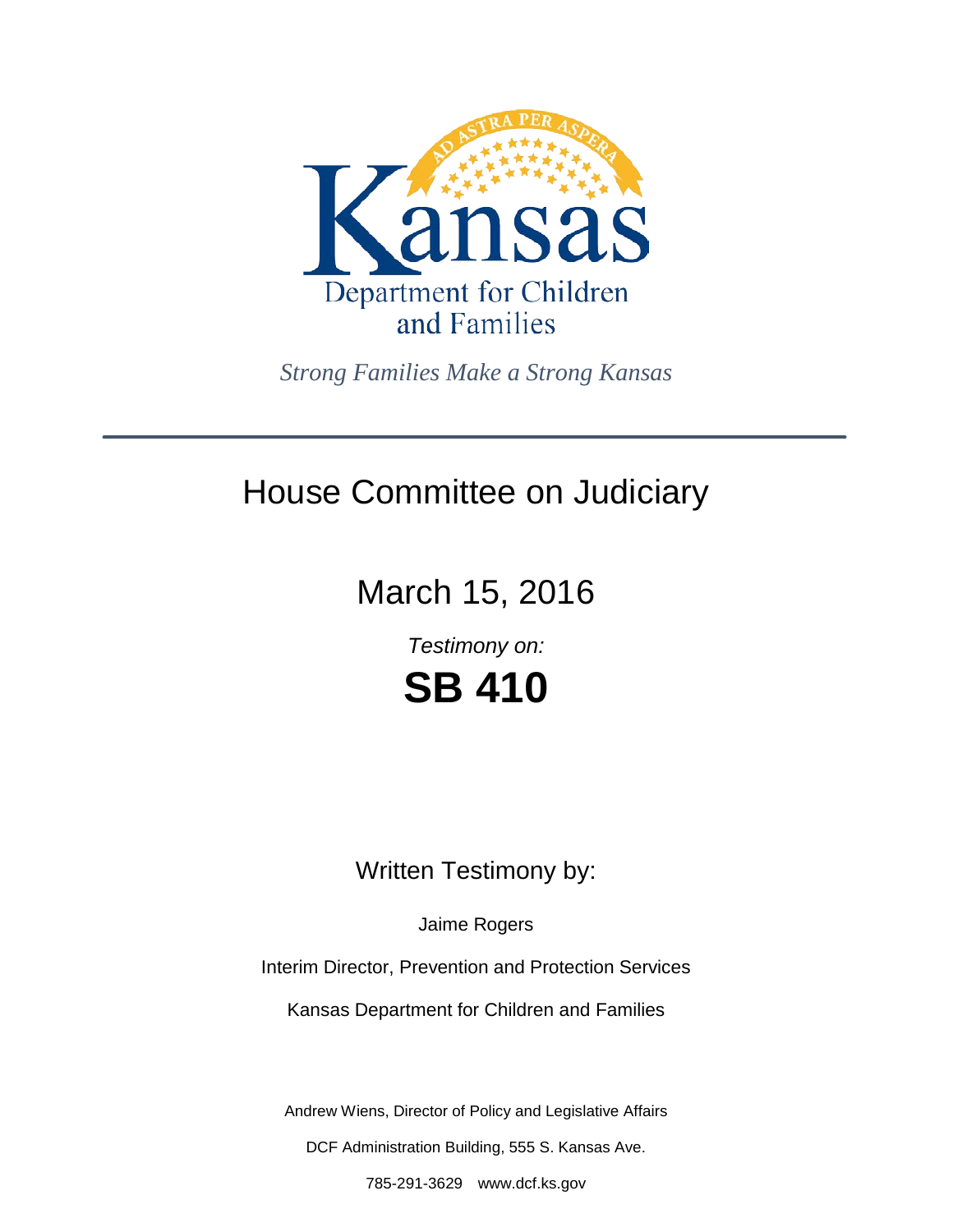Kansas

Department for Children and Families

*Strong Families Make a Strong Kansas*

---

# House Committee on Judiciary

## March 15, 2016

*Testimony on:*

# SB 410

Written Testimony by:

Jaime Rogers

Interim Director, Prevention and Protection Services

Kansas Department for Children and Families

Andrew Wiens, Director of Policy and Legislative Affairs

DCF Administration Building, 555 S. Kansas Ave.

785-291-3629 www.dcf.ks.gov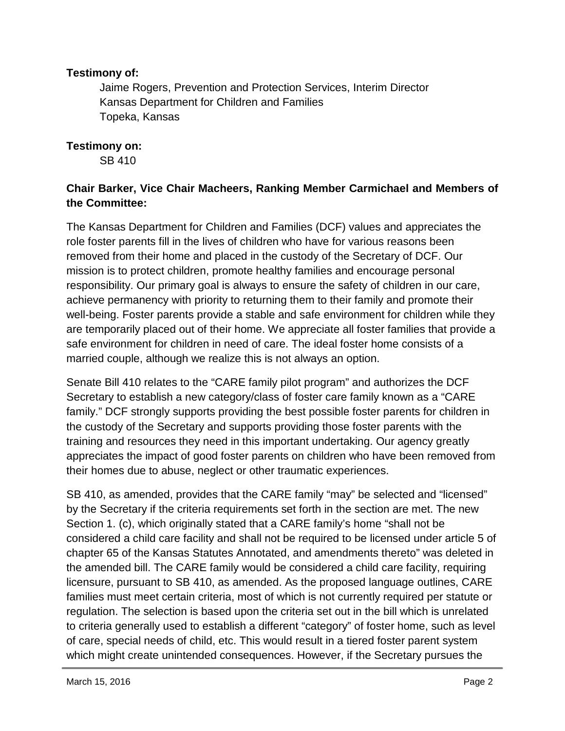**Testimony of:**

Jaime Rogers, Prevention and Protection Services, Interim Director
Kansas Department for Children and Families
Topeka, Kansas

**Testimony on:**

SB 410

**Chair Barker, Vice Chair Macheers, Ranking Member Carmichael and Members of the Committee:**

The Kansas Department for Children and Families (DCF) values and appreciates the role foster parents fill in the lives of children who have for various reasons been removed from their home and placed in the custody of the Secretary of DCF. Our mission is to protect children, promote healthy families and encourage personal responsibility. Our primary goal is always to ensure the safety of children in our care, achieve permanency with priority to returning them to their family and promote their well-being. Foster parents provide a stable and safe environment for children while they are temporarily placed out of their home. We appreciate all foster families that provide a safe environment for children in need of care. The ideal foster home consists of a married couple, although we realize this is not always an option.

Senate Bill 410 relates to the "CARE family pilot program" and authorizes the DCF Secretary to establish a new category/class of foster care family known as a "CARE family." DCF strongly supports providing the best possible foster parents for children in the custody of the Secretary and supports providing those foster parents with the training and resources they need in this important undertaking. Our agency greatly appreciates the impact of good foster parents on children who have been removed from their homes due to abuse, neglect or other traumatic experiences.

SB 410, as amended, provides that the CARE family "may" be selected and "licensed" by the Secretary if the criteria requirements set forth in the section are met. The new Section 1. (c), which originally stated that a CARE family's home "shall not be considered a child care facility and shall not be required to be licensed under article 5 of chapter 65 of the Kansas Statutes Annotated, and amendments thereto" was deleted in the amended bill. The CARE family would be considered a child care facility, requiring licensure, pursuant to SB 410, as amended. As the proposed language outlines, CARE families must meet certain criteria, most of which is not currently required per statute or regulation. The selection is based upon the criteria set out in the bill which is unrelated to criteria generally used to establish a different "category" of foster home, such as level of care, special needs of child, etc. This would result in a tiered foster parent system which might create unintended consequences. However, if the Secretary pursues the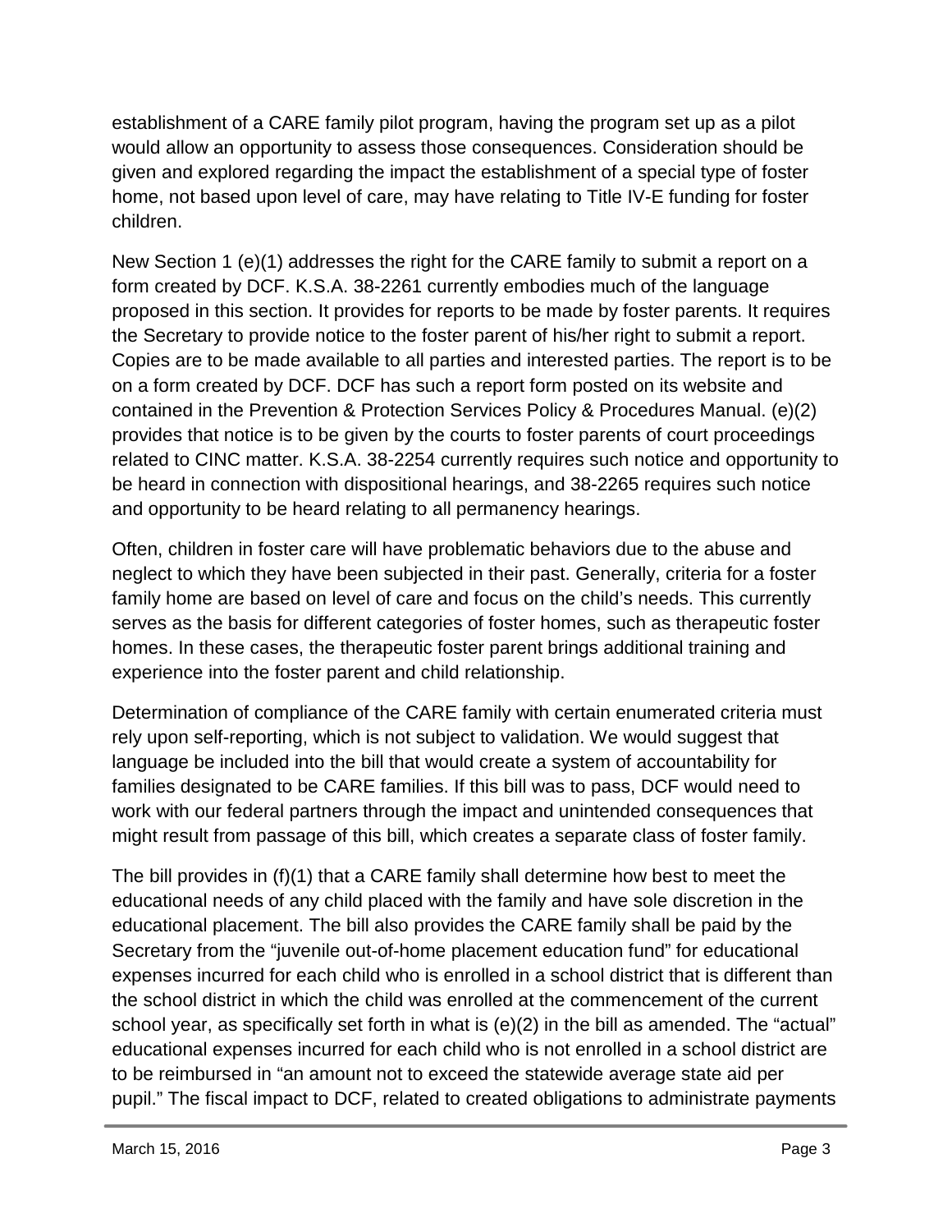establishment of a CARE family pilot program, having the program set up as a pilot would allow an opportunity to assess those consequences. Consideration should be given and explored regarding the impact the establishment of a special type of foster home, not based upon level of care, may have relating to Title IV-E funding for foster children.

New Section 1 (e)(1) addresses the right for the CARE family to submit a report on a form created by DCF. K.S.A. 38-2261 currently embodies much of the language proposed in this section. It provides for reports to be made by foster parents. It requires the Secretary to provide notice to the foster parent of his/her right to submit a report. Copies are to be made available to all parties and interested parties. The report is to be on a form created by DCF. DCF has such a report form posted on its website and contained in the Prevention & Protection Services Policy & Procedures Manual. (e)(2) provides that notice is to be given by the courts to foster parents of court proceedings related to CINC matter. K.S.A. 38-2254 currently requires such notice and opportunity to be heard in connection with dispositional hearings, and 38-2265 requires such notice and opportunity to be heard relating to all permanency hearings.

Often, children in foster care will have problematic behaviors due to the abuse and neglect to which they have been subjected in their past. Generally, criteria for a foster family home are based on level of care and focus on the child's needs. This currently serves as the basis for different categories of foster homes, such as therapeutic foster homes. In these cases, the therapeutic foster parent brings additional training and experience into the foster parent and child relationship.

Determination of compliance of the CARE family with certain enumerated criteria must rely upon self-reporting, which is not subject to validation. We would suggest that language be included into the bill that would create a system of accountability for families designated to be CARE families. If this bill was to pass, DCF would need to work with our federal partners through the impact and unintended consequences that might result from passage of this bill, which creates a separate class of foster family.

The bill provides in (f)(1) that a CARE family shall determine how best to meet the educational needs of any child placed with the family and have sole discretion in the educational placement. The bill also provides the CARE family shall be paid by the Secretary from the "juvenile out-of-home placement education fund" for educational expenses incurred for each child who is enrolled in a school district that is different than the school district in which the child was enrolled at the commencement of the current school year, as specifically set forth in what is (e)(2) in the bill as amended. The "actual" educational expenses incurred for each child who is not enrolled in a school district are to be reimbursed in "an amount not to exceed the statewide average state aid per pupil." The fiscal impact to DCF, related to created obligations to administrate payments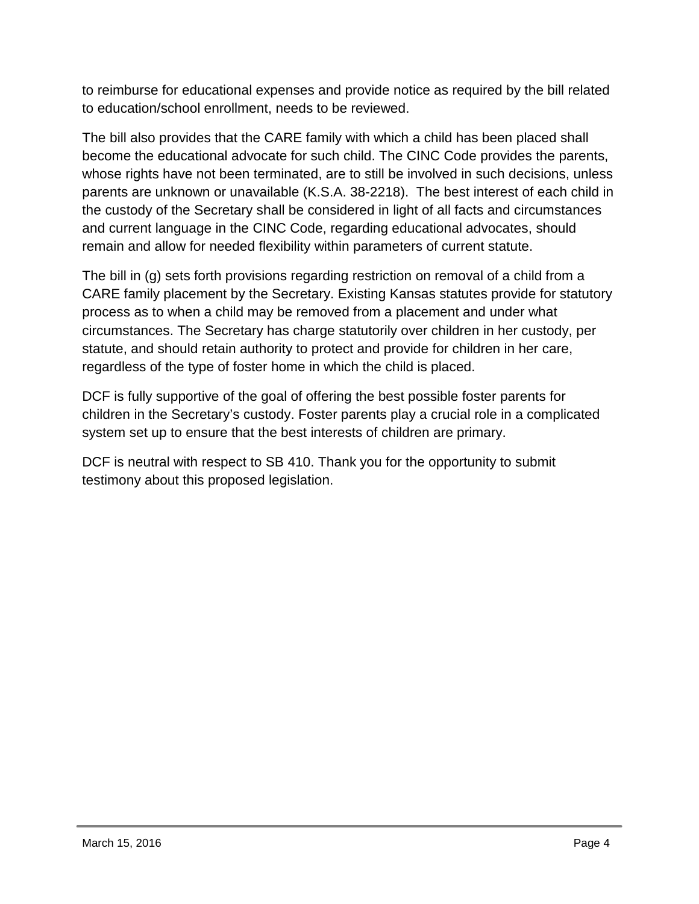to reimburse for educational expenses and provide notice as required by the bill related to education/school enrollment, needs to be reviewed.

The bill also provides that the CARE family with which a child has been placed shall become the educational advocate for such child. The CINC Code provides the parents, whose rights have not been terminated, are to still be involved in such decisions, unless parents are unknown or unavailable (K.S.A. 38-2218). The best interest of each child in the custody of the Secretary shall be considered in light of all facts and circumstances and current language in the CINC Code, regarding educational advocates, should remain and allow for needed flexibility within parameters of current statute.

The bill in (g) sets forth provisions regarding restriction on removal of a child from a CARE family placement by the Secretary. Existing Kansas statutes provide for statutory process as to when a child may be removed from a placement and under what circumstances. The Secretary has charge statutorily over children in her custody, per statute, and should retain authority to protect and provide for children in her care, regardless of the type of foster home in which the child is placed.

DCF is fully supportive of the goal of offering the best possible foster parents for children in the Secretary's custody. Foster parents play a crucial role in a complicated system set up to ensure that the best interests of children are primary.

DCF is neutral with respect to SB 410. Thank you for the opportunity to submit testimony about this proposed legislation.